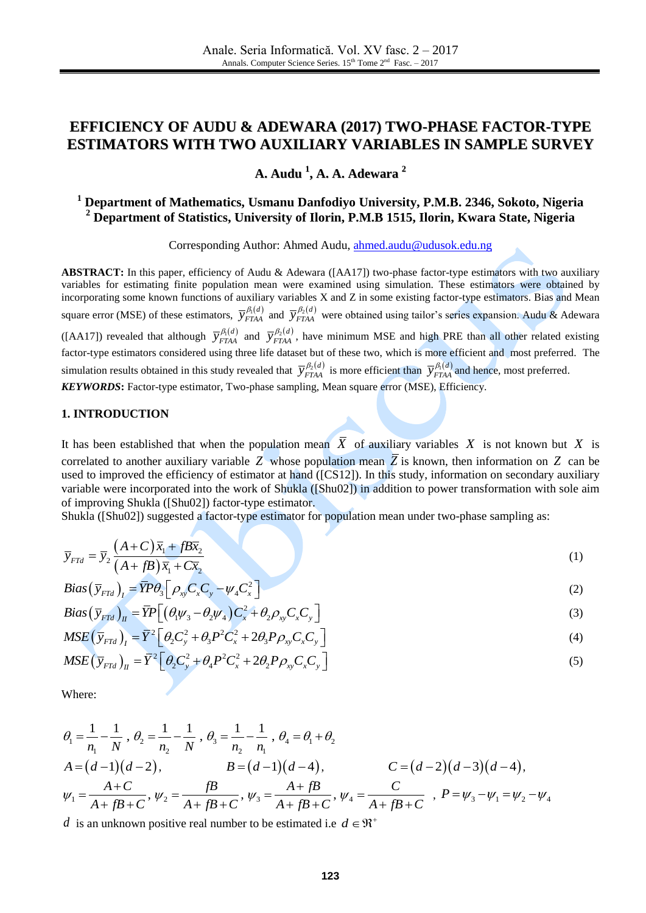# EFFICIENCY OF AUDU & ADEWARA (2017) TWO-PHASE FACTOR-TYPE ESTIMATORS WITH TWO AUXILIARY VARIABLES IN SAMPLE SURVEY

### A. Audu [1], A. A. Adewara [2]

**[1] Department of Mathematics, Usmanu Danfodiyo University, P.M.B. 2346, Sokoto, Nigeria**
**[2] Department of Statistics, University of Ilorin, P.M.B 1515, Ilorin, Kwara State, Nigeria**

Corresponding Author: Ahmed Audu, ahmed.audu@udusok.edu.ng

**ABSTRACT:** In this paper, efficiency of Audu & Adewara ([AA17]) two-phase factor-type estimators with two auxiliary variables for estimating finite population mean were examined using simulation. These estimators were obtained by incorporating some known functions of auxiliary variables X and Z in some existing factor-type estimators. Bias and Mean square error (MSE) of these estimators, $\bar{y}_{FTAA}^{\beta_1(d)}$ and $\bar{y}_{FTAA}^{\beta_2(d)}$ were obtained using tailor's series expansion. Audu & Adewara ([AA17]) revealed that although $\bar{y}_{FTAA}^{\beta_1(d)}$ and $\bar{y}_{FTAA}^{\beta_2(d)}$, have minimum MSE and high PRE than all other related existing factor-type estimators considered using three life dataset but of these two, which is more efficient and most preferred. The simulation results obtained in this study revealed that $\bar{y}_{FTAA}^{\beta_2(d)}$ is more efficient than $\bar{y}_{FTAA}^{\beta_1(d)}$ and hence, most preferred.

***KEYWORDS*:** Factor-type estimator, Two-phase sampling, Mean square error (MSE), Efficiency.

## 1. INTRODUCTION

It has been established that when the population mean $\bar{X}$ of auxiliary variables $X$ is not known but $X$ is correlated to another auxiliary variable $Z$ whose population mean $\bar{Z}$ is known, then information on $Z$ can be used to improved the efficiency of estimator at hand ([CS12]). In this study, information on secondary auxiliary variable were incorporated into the work of Shukla ([Shu02]) in addition to power transformation with sole aim of improving Shukla ([Shu02]) factor-type estimator.
Shukla ([Shu02]) suggested a factor-type estimator for population mean under two-phase sampling as:

$$\bar{y}_{FTd} = \bar{y}_2 \frac{(A+C)\bar{x}_1 + fB\bar{x}_2}{(A+fB)\bar{x}_1 + C\bar{x}_2} \tag{1}$$

$$Bias(\bar{y}_{FTd})_I = \bar{Y}P\theta_3\left[\rho_{xy}C_xC_y - \psi_4 C_x^2\right] \tag{2}$$

$$Bias(\bar{y}_{FTd})_{II} = \bar{Y}P\left[(\theta_1\psi_3 - \theta_2\psi_4)C_x^2 + \theta_2\rho_{xy}C_xC_y\right] \tag{3}$$

$$MSE(\bar{y}_{FTd})_I = \bar{Y}^2\left[\theta_2 C_y^2 + \theta_3 P^2 C_x^2 + 2\theta_3 P\rho_{xy}C_xC_y\right] \tag{4}$$

$$MSE(\bar{y}_{FTd})_{II} = \bar{Y}^2\left[\theta_2 C_y^2 + \theta_4 P^2 C_x^2 + 2\theta_2 P\rho_{xy}C_xC_y\right] \tag{5}$$

Where:

$$\theta_1 = \frac{1}{n_1} - \frac{1}{N},\ \theta_2 = \frac{1}{n_2} - \frac{1}{N},\ \theta_3 = \frac{1}{n_2} - \frac{1}{n_1},\ \theta_4 = \theta_1 + \theta_2$$

$$A = (d-1)(d-2), \qquad B = (d-1)(d-4), \qquad C = (d-2)(d-3)(d-4),$$

$$\psi_1 = \frac{A+C}{A+fB+C},\ \psi_2 = \frac{fB}{A+fB+C},\ \psi_3 = \frac{A+fB}{A+fB+C},\ \psi_4 = \frac{C}{A+fB+C},\ P = \psi_3 - \psi_1 = \psi_2 - \psi_4$$

$d$ is an unknown positive real number to be estimated i.e $d \in \Re^+$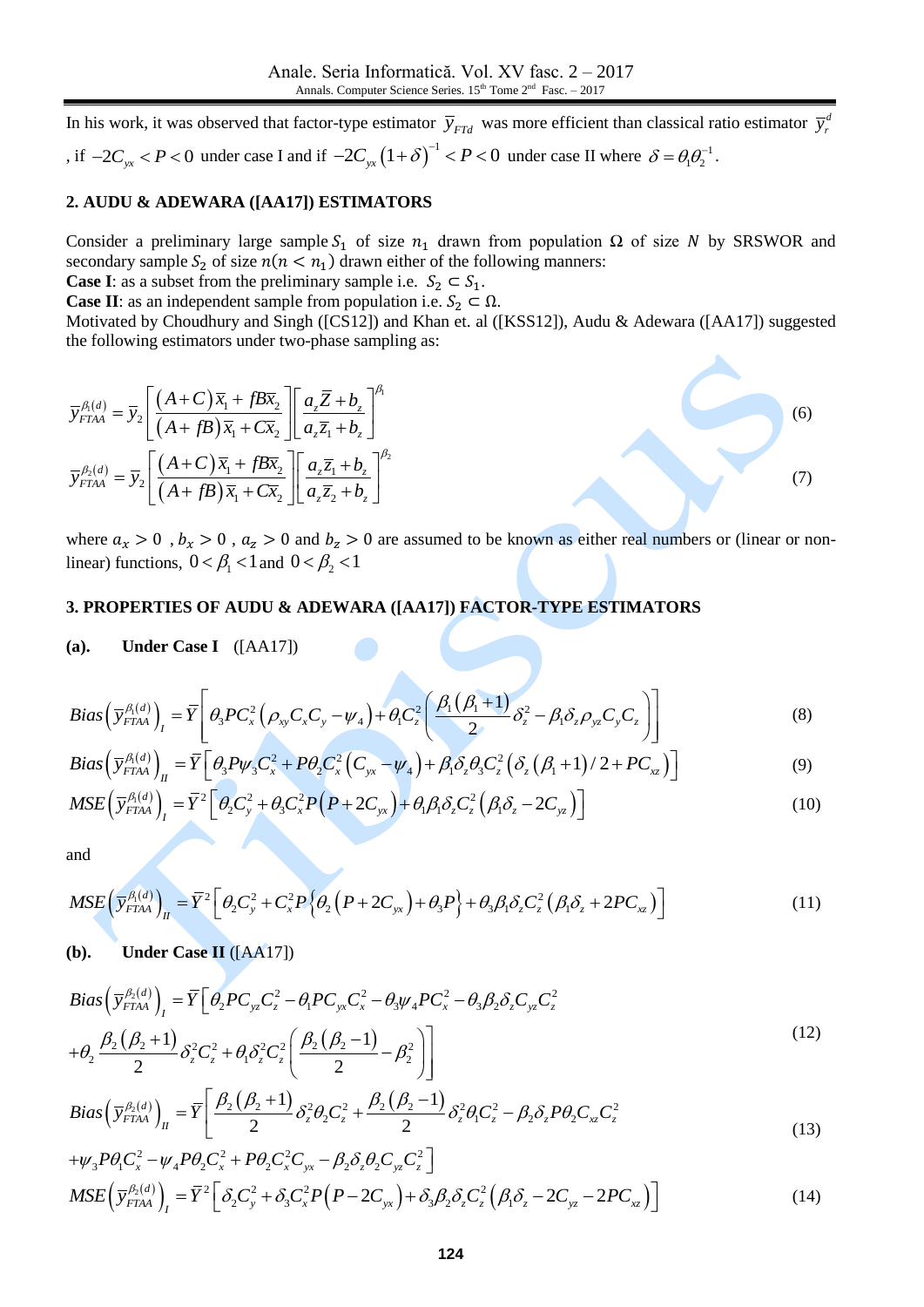In his work, it was observed that factor-type estimator $\overline{y}_{FTd}$ was more efficient than classical ratio estimator $\overline{y}_r^d$, if $-2C_{yx} < P < 0$ under case I and if $-2C_{yx}(1+\delta)^{-1} < P < 0$ under case II where $\delta = \theta_1\theta_2^{-1}$.

## 2. AUDU & ADEWARA ([AA17]) ESTIMATORS

Consider a preliminary large sample $S_1$ of size $n_1$ drawn from population $\Omega$ of size $N$ by SRSWOR and secondary sample $S_2$ of size $n(n < n_1)$ drawn either of the following manners:

**Case I**: as a subset from the preliminary sample i.e. $S_2 \subset S_1$.

**Case II**: as an independent sample from population i.e. $S_2 \subset \Omega$.

Motivated by Choudhury and Singh ([CS12]) and Khan et. al ([KSS12]), Audu & Adewara ([AA17]) suggested the following estimators under two-phase sampling as:

$$\overline{y}_{FTAA}^{\beta_1(d)} = \overline{y}_2\left[\frac{(A+C)\overline{x}_1 + fB\overline{x}_2}{(A+fB)\overline{x}_1 + C\overline{x}_2}\right]\left[\frac{a_z\overline{Z}+b_z}{a_z\overline{z}_1+b_z}\right]^{\beta_1} \tag{6}$$

$$\overline{y}_{FTAA}^{\beta_2(d)} = \overline{y}_2\left[\frac{(A+C)\overline{x}_1 + fB\overline{x}_2}{(A+fB)\overline{x}_1 + C\overline{x}_2}\right]\left[\frac{a_z\overline{z}_1+b_z}{a_z\overline{z}_2+b_z}\right]^{\beta_2} \tag{7}$$

where $a_x > 0$ , $b_x > 0$ , $a_z > 0$ and $b_z > 0$ are assumed to be known as either real numbers or (linear or non-linear) functions, $0 < \beta_1 < 1$ and $0 < \beta_2 < 1$

## 3. PROPERTIES OF AUDU & ADEWARA ([AA17]) FACTOR-TYPE ESTIMATORS

**(a). Under Case I** ([AA17])

$$Bias\left(\overline{y}_{FTAA}^{\beta_1(d)}\right)_I = \overline{Y}\left[\theta_3 PC_x^2\left(\rho_{xy}C_xC_y - \psi_4\right) + \theta_1 C_z^2\left(\frac{\beta_1(\beta_1+1)}{2}\delta_z^2 - \beta_1\delta_z\rho_{yz}C_yC_z\right)\right] \tag{8}$$

$$Bias\left(\overline{y}_{FTAA}^{\beta_1(d)}\right)_{II} = \overline{Y}\left[\theta_3 P\psi_3 C_x^2 + P\theta_2 C_x^2\left(C_{yx} - \psi_4\right) + \beta_1\delta_z\theta_3 C_z^2\left(\delta_z(\beta_1+1)/2 + PC_{xz}\right)\right] \tag{9}$$

$$MSE\left(\overline{y}_{FTAA}^{\beta_1(d)}\right)_I = \overline{Y}^2\left[\theta_2 C_y^2 + \theta_3 C_x^2 P\left(P+2C_{yx}\right) + \theta_1\beta_1\delta_z C_z^2\left(\beta_1\delta_z - 2C_{yz}\right)\right] \tag{10}$$

and

$$MSE\left(\overline{y}_{FTAA}^{\beta_1(d)}\right)_{II} = \overline{Y}^2\left[\theta_2 C_y^2 + C_x^2 P\left\{\theta_2\left(P+2C_{yx}\right) + \theta_3 P\right\} + \theta_3\beta_1\delta_z C_z^2\left(\beta_1\delta_z + 2PC_{xz}\right)\right] \tag{11}$$

**(b). Under Case II** ([AA17])

$$\begin{aligned}Bias\left(\overline{y}_{FTAA}^{\beta_2(d)}\right)_I &= \overline{Y}\Big[\theta_2 PC_{yz}C_z^2 - \theta_1 PC_{yx}C_x^2 - \theta_3\psi_4 PC_x^2 - \theta_3\beta_2\delta_z C_{yz}C_z^2 \\ &+ \theta_2\frac{\beta_2(\beta_2+1)}{2}\delta_z^2 C_z^2 + \theta_1\delta_z^2 C_z^2\left(\frac{\beta_2(\beta_2-1)}{2} - \beta_2^2\right)\Big]\end{aligned} \tag{12}$$

$$\begin{aligned}Bias\left(\overline{y}_{FTAA}^{\beta_2(d)}\right)_{II} &= \overline{Y}\Big[\frac{\beta_2(\beta_2+1)}{2}\delta_z^2\theta_2 C_z^2 + \frac{\beta_2(\beta_2-1)}{2}\delta_z^2\theta_1 C_z^2 - \beta_2\delta_z P\theta_2 C_{xz}C_z^2 \\ &+ \psi_3 P\theta_1 C_x^2 - \psi_4 P\theta_2 C_x^2 + P\theta_2 C_x^2 C_{yx} - \beta_2\delta_z\theta_2 C_{yz}C_z^2\Big]\end{aligned} \tag{13}$$

$$MSE\left(\overline{y}_{FTAA}^{\beta_2(d)}\right)_I = \overline{Y}^2\left[\delta_2 C_y^2 + \delta_3 C_x^2 P\left(P-2C_{yx}\right) + \delta_3\beta_2\delta_z C_z^2\left(\beta_1\delta_z - 2C_{yz} - 2PC_{xz}\right)\right] \tag{14}$$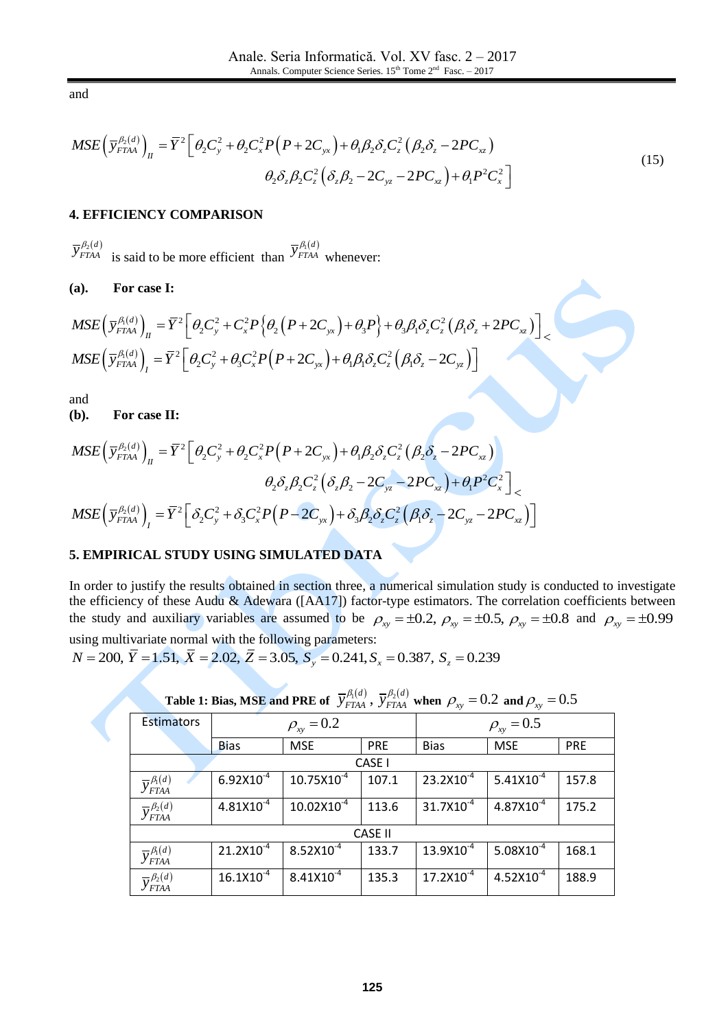and

$$MSE\left(\bar{y}_{FTAA}^{\beta_2(d)}\right)_{II} = \bar{Y}^2\Big[\theta_2 C_y^2 + \theta_2 C_x^2 P\left(P + 2C_{yx}\right) + \theta_1\beta_2\delta_z C_z^2\left(\beta_2\delta_z - 2PC_{xz}\right)$$
$$\theta_2\delta_z\beta_2 C_z^2\left(\delta_z\beta_2 - 2C_{yz} - 2PC_{xz}\right) + \theta_1 P^2 C_x^2\Big] \tag{15}$$

## 4. EFFICIENCY COMPARISON

$\bar{y}_{FTAA}^{\beta_2(d)}$ is said to be more efficient than $\bar{y}_{FTAA}^{\beta_1(d)}$ whenever:

**(a). For case I:**

$$MSE\left(\bar{y}_{FTAA}^{\beta_1(d)}\right)_{II} = \bar{Y}^2\left[\theta_2 C_y^2 + C_x^2 P\left\{\theta_2\left(P + 2C_{yx}\right) + \theta_3 P\right\} + \theta_3\beta_1\delta_z C_z^2\left(\beta_1\delta_z + 2PC_{xz}\right)\right] <$$

$$MSE\left(\bar{y}_{FTAA}^{\beta_1(d)}\right)_{I} = \bar{Y}^2\left[\theta_2 C_y^2 + \theta_3 C_x^2 P\left(P + 2C_{yx}\right) + \theta_1\beta_1\delta_z C_z^2\left(\beta_1\delta_z - 2C_{yz}\right)\right]$$

and

**(b). For case II:**

$$MSE\left(\bar{y}_{FTAA}^{\beta_2(d)}\right)_{II} = \bar{Y}^2\Big[\theta_2 C_y^2 + \theta_2 C_x^2 P\left(P + 2C_{yx}\right) + \theta_1\beta_2\delta_z C_z^2\left(\beta_2\delta_z - 2PC_{xz}\right)$$
$$\theta_2\delta_z\beta_2 C_z^2\left(\delta_z\beta_2 - 2C_{yz} - 2PC_{xz}\right) + \theta_1 P^2 C_x^2\Big] <$$

$$MSE\left(\bar{y}_{FTAA}^{\beta_2(d)}\right)_{I} = \bar{Y}^2\left[\delta_2 C_y^2 + \delta_3 C_x^2 P\left(P - 2C_{yx}\right) + \delta_3\beta_2\delta_z C_z^2\left(\beta_1\delta_z - 2C_{yz} - 2PC_{xz}\right)\right]$$

## 5. EMPIRICAL STUDY USING SIMULATED DATA

In order to justify the results obtained in section three, a numerical simulation study is conducted to investigate the efficiency of these Audu & Adewara ([AA17]) factor-type estimators. The correlation coefficients between the study and auxiliary variables are assumed to be $\rho_{xy} = \pm 0.2$, $\rho_{xy} = \pm 0.5$, $\rho_{xy} = \pm 0.8$ and $\rho_{xy} = \pm 0.99$ using multivariate normal with the following parameters:

$N = 200,\ \bar{Y} = 1.51,\ \bar{X} = 2.02,\ \bar{Z} = 3.05,\ S_y = 0.241, S_x = 0.387,\ S_z = 0.239$

**Table 1: Bias, MSE and PRE of $\bar{y}_{FTAA}^{\beta_1(d)}$, $\bar{y}_{FTAA}^{\beta_2(d)}$ when $\rho_{xy} = 0.2$ and $\rho_{xy} = 0.5$**

| Estimators | $\rho_{xy} = 0.2$ | | | $\rho_{xy} = 0.5$ | | |
|---|---|---|---|---|---|---|
| | Bias | MSE | PRE | Bias | MSE | PRE |
| CASE I | | | | | | |
| $\bar{y}_{FTAA}^{\beta_1(d)}$ | $6.92 \times 10^{-4}$ | $10.75 \times 10^{-4}$ | 107.1 | $23.2 \times 10^{-4}$ | $5.41 \times 10^{-4}$ | 157.8 |
| $\bar{y}_{FTAA}^{\beta_2(d)}$ | $4.81 \times 10^{-4}$ | $10.02 \times 10^{-4}$ | 113.6 | $31.7 \times 10^{-4}$ | $4.87 \times 10^{-4}$ | 175.2 |
| CASE II | | | | | | |
| $\bar{y}_{FTAA}^{\beta_1(d)}$ | $21.2 \times 10^{-4}$ | $8.52 \times 10^{-4}$ | 133.7 | $13.9 \times 10^{-4}$ | $5.08 \times 10^{-4}$ | 168.1 |
| $\bar{y}_{FTAA}^{\beta_2(d)}$ | $16.1 \times 10^{-4}$ | $8.41 \times 10^{-4}$ | 135.3 | $17.2 \times 10^{-4}$ | $4.52 \times 10^{-4}$ | 188.9 |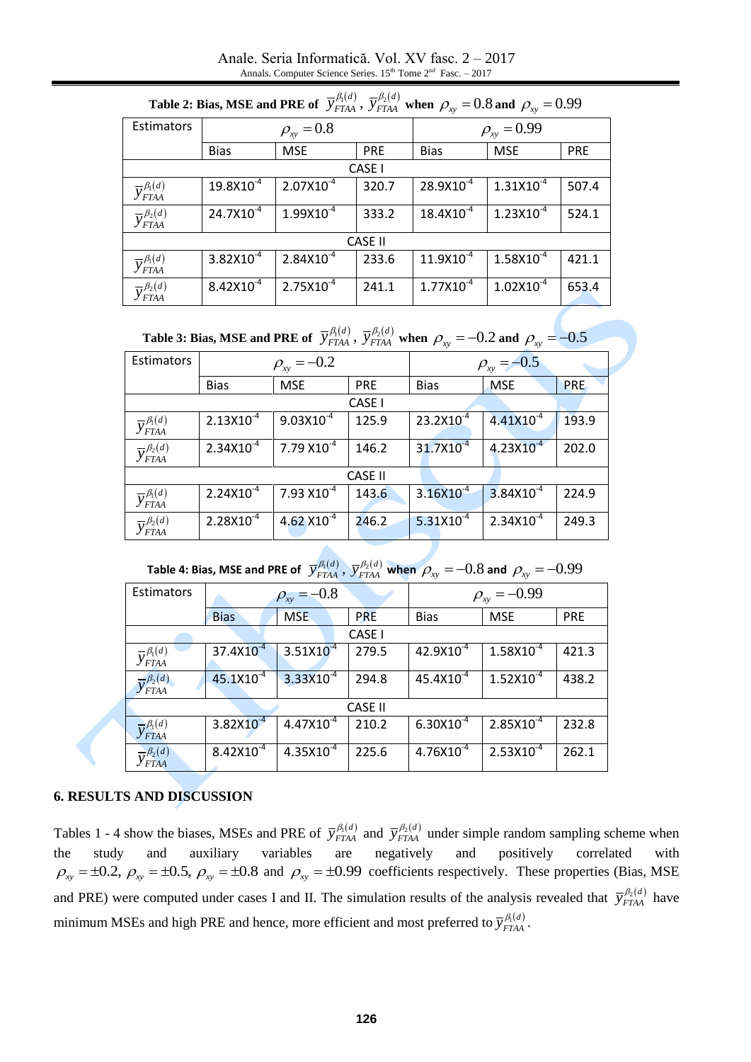**Table 2: Bias, MSE and PRE of $\bar{y}_{FTAA}^{\beta_1(d)}$, $\bar{y}_{FTAA}^{\beta_2(d)}$ when $\rho_{xy} = 0.8$ and $\rho_{xy} = 0.99$**

| Estimators | $\rho_{xy} = 0.8$ | | | $\rho_{xy} = 0.99$ | | |
|---|---|---|---|---|---|---|
| | Bias | MSE | PRE | Bias | MSE | PRE |
| CASE I | | | | | | |
| $\bar{y}_{FTAA}^{\beta_1(d)}$ | $19.8 \times 10^{-4}$ | $2.07 \times 10^{-4}$ | 320.7 | $28.9 \times 10^{-4}$ | $1.31 \times 10^{-4}$ | 507.4 |
| $\bar{y}_{FTAA}^{\beta_2(d)}$ | $24.7 \times 10^{-4}$ | $1.99 \times 10^{-4}$ | 333.2 | $18.4 \times 10^{-4}$ | $1.23 \times 10^{-4}$ | 524.1 |
| CASE II | | | | | | |
| $\bar{y}_{FTAA}^{\beta_1(d)}$ | $3.82 \times 10^{-4}$ | $2.84 \times 10^{-4}$ | 233.6 | $11.9 \times 10^{-4}$ | $1.58 \times 10^{-4}$ | 421.1 |
| $\bar{y}_{FTAA}^{\beta_2(d)}$ | $8.42 \times 10^{-4}$ | $2.75 \times 10^{-4}$ | 241.1 | $1.77 \times 10^{-4}$ | $1.02 \times 10^{-4}$ | 653.4 |

**Table 3: Bias, MSE and PRE of $\bar{y}_{FTAA}^{\beta_1(d)}$, $\bar{y}_{FTAA}^{\beta_2(d)}$ when $\rho_{xy} = -0.2$ and $\rho_{xy} = -0.5$**

| Estimators | $\rho_{xy} = -0.2$ | | | $\rho_{xy} = -0.5$ | | |
|---|---|---|---|---|---|---|
| | Bias | MSE | PRE | Bias | MSE | PRE |
| CASE I | | | | | | |
| $\bar{y}_{FTAA}^{\beta_1(d)}$ | $2.13 \times 10^{-4}$ | $9.03 \times 10^{-4}$ | 125.9 | $23.2 \times 10^{-4}$ | $4.41 \times 10^{-4}$ | 193.9 |
| $\bar{y}_{FTAA}^{\beta_2(d)}$ | $2.34 \times 10^{-4}$ | $7.79 \times 10^{-4}$ | 146.2 | $31.7 \times 10^{-4}$ | $4.23 \times 10^{-4}$ | 202.0 |
| CASE II | | | | | | |
| $\bar{y}_{FTAA}^{\beta_1(d)}$ | $2.24 \times 10^{-4}$ | $7.93 \times 10^{-4}$ | 143.6 | $3.16 \times 10^{-4}$ | $3.84 \times 10^{-4}$ | 224.9 |
| $\bar{y}_{FTAA}^{\beta_2(d)}$ | $2.28 \times 10^{-4}$ | $4.62 \times 10^{-4}$ | 246.2 | $5.31 \times 10^{-4}$ | $2.34 \times 10^{-4}$ | 249.3 |

**Table 4: Bias, MSE and PRE of $\bar{y}_{FTAA}^{\beta_1(d)}$, $\bar{y}_{FTAA}^{\beta_2(d)}$ when $\rho_{xy} = -0.8$ and $\rho_{xy} = -0.99$**

| Estimators | $\rho_{xy} = -0.8$ | | | $\rho_{xy} = -0.99$ | | |
|---|---|---|---|---|---|---|
| | Bias | MSE | PRE | Bias | MSE | PRE |
| CASE I | | | | | | |
| $\bar{y}_{FTAA}^{\beta_1(d)}$ | $37.4 \times 10^{-4}$ | $3.51 \times 10^{-4}$ | 279.5 | $42.9 \times 10^{-4}$ | $1.58 \times 10^{-4}$ | 421.3 |
| $\bar{y}_{FTAA}^{\beta_2(d)}$ | $45.1 \times 10^{-4}$ | $3.33 \times 10^{-4}$ | 294.8 | $45.4 \times 10^{-4}$ | $1.52 \times 10^{-4}$ | 438.2 |
| CASE II | | | | | | |
| $\bar{y}_{FTAA}^{\beta_1(d)}$ | $3.82 \times 10^{-4}$ | $4.47 \times 10^{-4}$ | 210.2 | $6.30 \times 10^{-4}$ | $2.85 \times 10^{-4}$ | 232.8 |
| $\bar{y}_{FTAA}^{\beta_2(d)}$ | $8.42 \times 10^{-4}$ | $4.35 \times 10^{-4}$ | 225.6 | $4.76 \times 10^{-4}$ | $2.53 \times 10^{-4}$ | 262.1 |

## 6. RESULTS AND DISCUSSION

Tables 1 - 4 show the biases, MSEs and PRE of $\bar{y}_{FTAA}^{\beta_1(d)}$ and $\bar{y}_{FTAA}^{\beta_2(d)}$ under simple random sampling scheme when the study and auxiliary variables are negatively and positively correlated with $\rho_{xy} = \pm 0.2$, $\rho_{xy} = \pm 0.5$, $\rho_{xy} = \pm 0.8$ and $\rho_{xy} = \pm 0.99$ coefficients respectively. These properties (Bias, MSE and PRE) were computed under cases I and II. The simulation results of the analysis revealed that $\bar{y}_{FTAA}^{\beta_2(d)}$ have minimum MSEs and high PRE and hence, more efficient and most preferred to $\bar{y}_{FTAA}^{\beta_1(d)}$.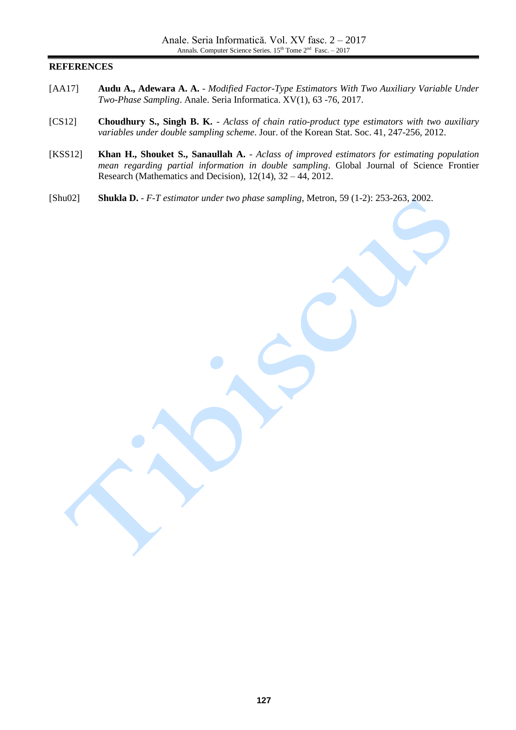**REFERENCES**

[AA17] **Audu A., Adewara A. A.** - *Modified Factor-Type Estimators With Two Auxiliary Variable Under Two-Phase Sampling*. Anale. Seria Informatica. XV(1), 63 -76, 2017.

[CS12] **Choudhury S., Singh B. K.** - *Aclass of chain ratio-product type estimators with two auxiliary variables under double sampling scheme*. Jour. of the Korean Stat. Soc. 41, 247-256, 2012.

[KSS12] **Khan H., Shouket S., Sanaullah A.** - *Aclass of improved estimators for estimating population mean regarding partial information in double sampling*. Global Journal of Science Frontier Research (Mathematics and Decision), 12(14), 32 – 44, 2012.

[Shu02] **Shukla D.** - *F-T estimator under two phase sampling*, Metron, 59 (1-2): 253-263, 2002.